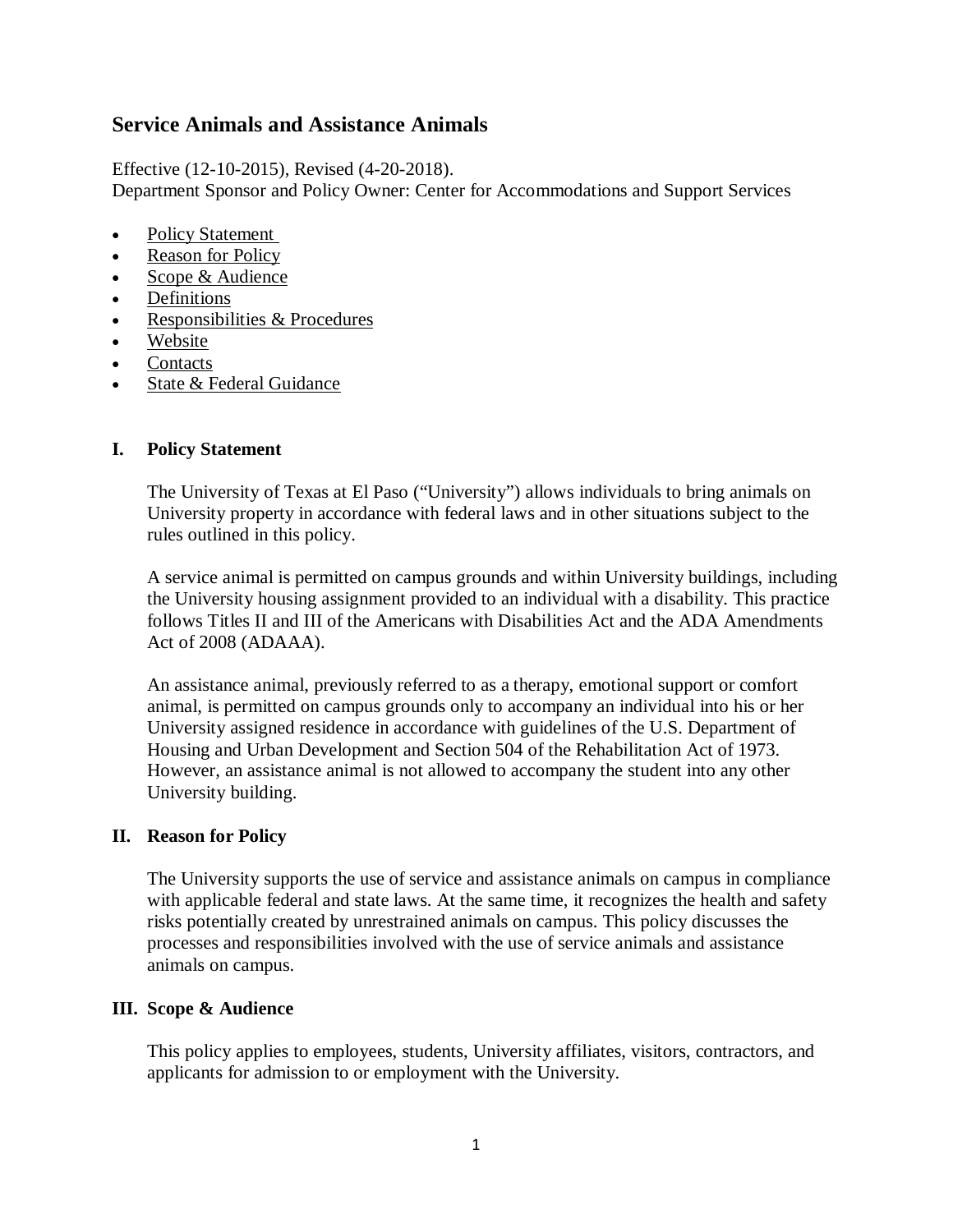# Service Animals and Assistance Animals

Effective (12-10-2015), Revised (4-20-2018).
Department Sponsor and Policy Owner: Center for Accommodations and Support Services

- Policy Statement
- Reason for Policy
- Scope & Audience
- Definitions
- Responsibilities & Procedures
- Website
- Contacts
- State & Federal Guidance

## I. Policy Statement

The University of Texas at El Paso ("University") allows individuals to bring animals on University property in accordance with federal laws and in other situations subject to the rules outlined in this policy.

A service animal is permitted on campus grounds and within University buildings, including the University housing assignment provided to an individual with a disability. This practice follows Titles II and III of the Americans with Disabilities Act and the ADA Amendments Act of 2008 (ADAAA).

An assistance animal, previously referred to as a therapy, emotional support or comfort animal, is permitted on campus grounds only to accompany an individual into his or her University assigned residence in accordance with guidelines of the U.S. Department of Housing and Urban Development and Section 504 of the Rehabilitation Act of 1973. However, an assistance animal is not allowed to accompany the student into any other University building.

## II. Reason for Policy

The University supports the use of service and assistance animals on campus in compliance with applicable federal and state laws. At the same time, it recognizes the health and safety risks potentially created by unrestrained animals on campus. This policy discusses the processes and responsibilities involved with the use of service animals and assistance animals on campus.

## III. Scope & Audience

This policy applies to employees, students, University affiliates, visitors, contractors, and applicants for admission to or employment with the University.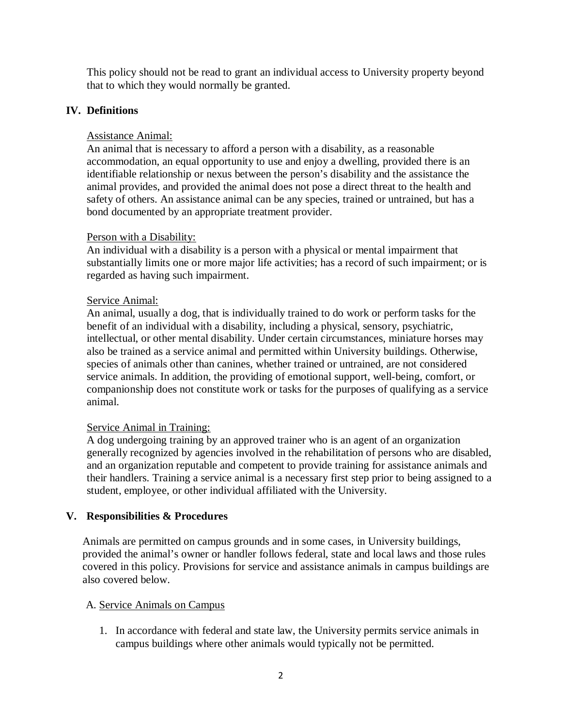This policy should not be read to grant an individual access to University property beyond that to which they would normally be granted.

## IV. Definitions

Assistance Animal:
An animal that is necessary to afford a person with a disability, as a reasonable accommodation, an equal opportunity to use and enjoy a dwelling, provided there is an identifiable relationship or nexus between the person's disability and the assistance the animal provides, and provided the animal does not pose a direct threat to the health and safety of others. An assistance animal can be any species, trained or untrained, but has a bond documented by an appropriate treatment provider.

Person with a Disability:
An individual with a disability is a person with a physical or mental impairment that substantially limits one or more major life activities; has a record of such impairment; or is regarded as having such impairment.

Service Animal:
An animal, usually a dog, that is individually trained to do work or perform tasks for the benefit of an individual with a disability, including a physical, sensory, psychiatric, intellectual, or other mental disability. Under certain circumstances, miniature horses may also be trained as a service animal and permitted within University buildings. Otherwise, species of animals other than canines, whether trained or untrained, are not considered service animals. In addition, the providing of emotional support, well-being, comfort, or companionship does not constitute work or tasks for the purposes of qualifying as a service animal.

Service Animal in Training:
A dog undergoing training by an approved trainer who is an agent of an organization generally recognized by agencies involved in the rehabilitation of persons who are disabled, and an organization reputable and competent to provide training for assistance animals and their handlers. Training a service animal is a necessary first step prior to being assigned to a student, employee, or other individual affiliated with the University.

## V. Responsibilities & Procedures

Animals are permitted on campus grounds and in some cases, in University buildings, provided the animal's owner or handler follows federal, state and local laws and those rules covered in this policy. Provisions for service and assistance animals in campus buildings are also covered below.

A. Service Animals on Campus

1. In accordance with federal and state law, the University permits service animals in campus buildings where other animals would typically not be permitted.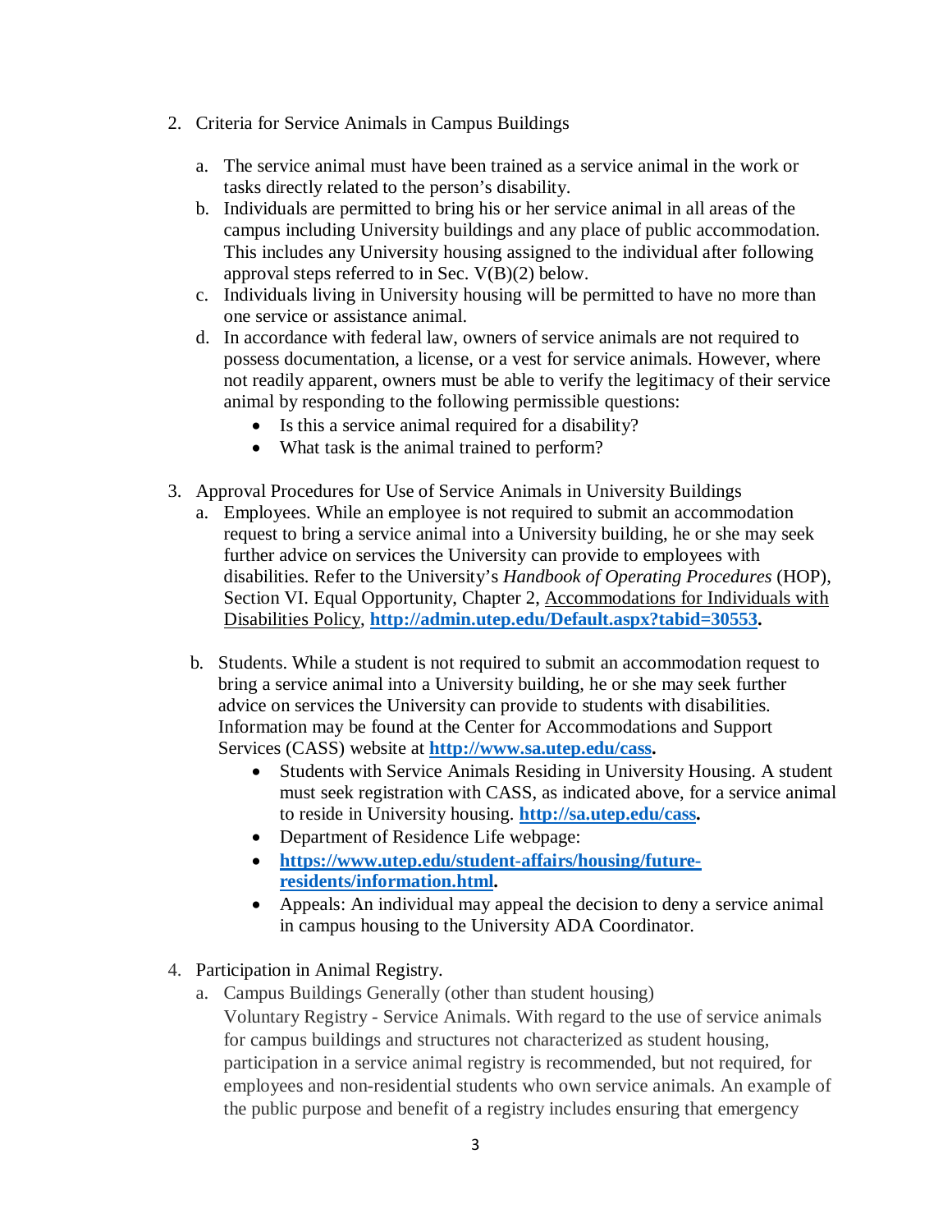2. Criteria for Service Animals in Campus Buildings

   a. The service animal must have been trained as a service animal in the work or tasks directly related to the person's disability.
   b. Individuals are permitted to bring his or her service animal in all areas of the campus including University buildings and any place of public accommodation. This includes any University housing assigned to the individual after following approval steps referred to in Sec. V(B)(2) below.
   c. Individuals living in University housing will be permitted to have no more than one service or assistance animal.
   d. In accordance with federal law, owners of service animals are not required to possess documentation, a license, or a vest for service animals. However, where not readily apparent, owners must be able to verify the legitimacy of their service animal by responding to the following permissible questions:
      - Is this a service animal required for a disability?
      - What task is the animal trained to perform?

3. Approval Procedures for Use of Service Animals in University Buildings
   a. Employees. While an employee is not required to submit an accommodation request to bring a service animal into a University building, he or she may seek further advice on services the University can provide to employees with disabilities. Refer to the University's *Handbook of Operating Procedures* (HOP), Section VI. Equal Opportunity, Chapter 2, Accommodations for Individuals with Disabilities Policy, **http://admin.utep.edu/Default.aspx?tabid=30553.**

   b. Students. While a student is not required to submit an accommodation request to bring a service animal into a University building, he or she may seek further advice on services the University can provide to students with disabilities. Information may be found at the Center for Accommodations and Support Services (CASS) website at **http://www.sa.utep.edu/cass.**
      - Students with Service Animals Residing in University Housing. A student must seek registration with CASS, as indicated above, for a service animal to reside in University housing. **http://sa.utep.edu/cass.**
      - Department of Residence Life webpage:
      - **https://www.utep.edu/student-affairs/housing/future-residents/information.html.**
      - Appeals: An individual may appeal the decision to deny a service animal in campus housing to the University ADA Coordinator.

4. Participation in Animal Registry.
   a. Campus Buildings Generally (other than student housing)
      Voluntary Registry - Service Animals. With regard to the use of service animals for campus buildings and structures not characterized as student housing, participation in a service animal registry is recommended, but not required, for employees and non-residential students who own service animals. An example of the public purpose and benefit of a registry includes ensuring that emergency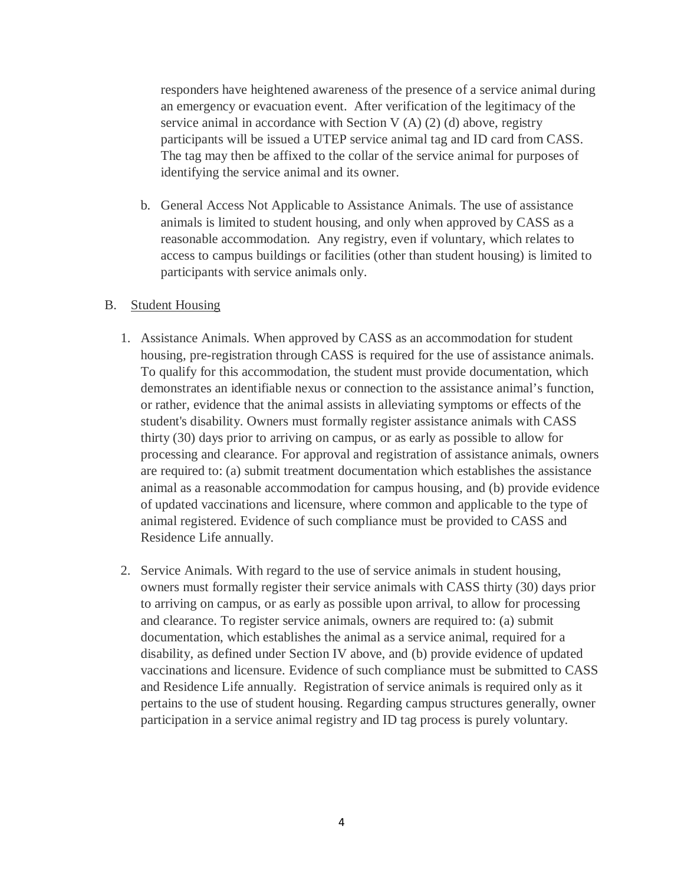responders have heightened awareness of the presence of a service animal during an emergency or evacuation event. After verification of the legitimacy of the service animal in accordance with Section V (A) (2) (d) above, registry participants will be issued a UTEP service animal tag and ID card from CASS. The tag may then be affixed to the collar of the service animal for purposes of identifying the service animal and its owner.

b. General Access Not Applicable to Assistance Animals. The use of assistance animals is limited to student housing, and only when approved by CASS as a reasonable accommodation. Any registry, even if voluntary, which relates to access to campus buildings or facilities (other than student housing) is limited to participants with service animals only.

B. <u>Student Housing</u>

1. Assistance Animals. When approved by CASS as an accommodation for student housing, pre-registration through CASS is required for the use of assistance animals. To qualify for this accommodation, the student must provide documentation, which demonstrates an identifiable nexus or connection to the assistance animal's function, or rather, evidence that the animal assists in alleviating symptoms or effects of the student's disability. Owners must formally register assistance animals with CASS thirty (30) days prior to arriving on campus, or as early as possible to allow for processing and clearance. For approval and registration of assistance animals, owners are required to: (a) submit treatment documentation which establishes the assistance animal as a reasonable accommodation for campus housing, and (b) provide evidence of updated vaccinations and licensure, where common and applicable to the type of animal registered. Evidence of such compliance must be provided to CASS and Residence Life annually.

2. Service Animals. With regard to the use of service animals in student housing, owners must formally register their service animals with CASS thirty (30) days prior to arriving on campus, or as early as possible upon arrival, to allow for processing and clearance. To register service animals, owners are required to: (a) submit documentation, which establishes the animal as a service animal, required for a disability, as defined under Section IV above, and (b) provide evidence of updated vaccinations and licensure. Evidence of such compliance must be submitted to CASS and Residence Life annually. Registration of service animals is required only as it pertains to the use of student housing. Regarding campus structures generally, owner participation in a service animal registry and ID tag process is purely voluntary.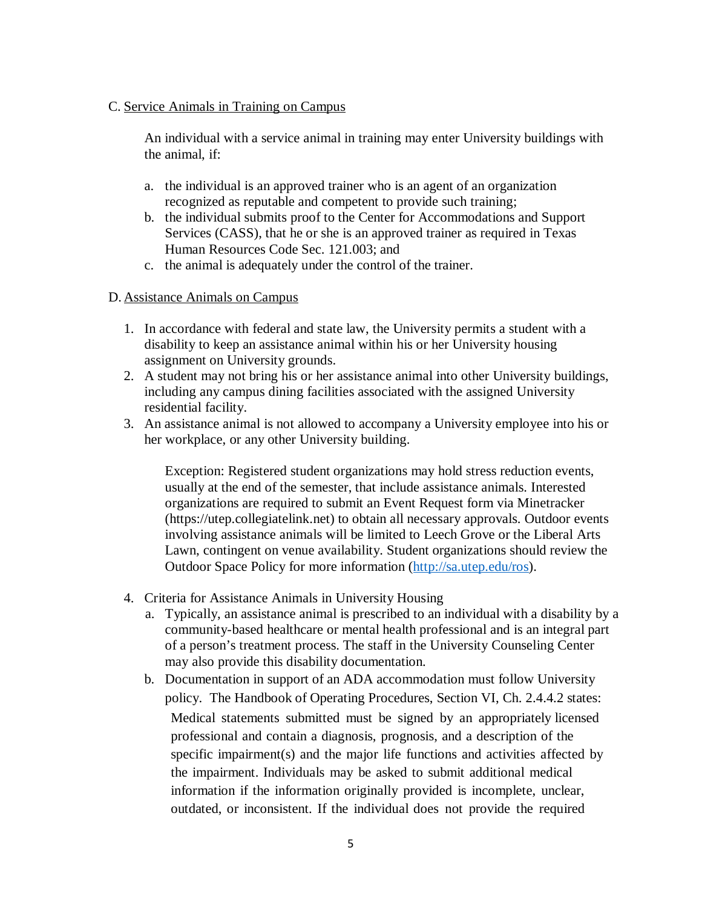C. <u>Service Animals in Training on Campus</u>

An individual with a service animal in training may enter University buildings with the animal, if:

a. the individual is an approved trainer who is an agent of an organization recognized as reputable and competent to provide such training;
b. the individual submits proof to the Center for Accommodations and Support Services (CASS), that he or she is an approved trainer as required in Texas Human Resources Code Sec. 121.003; and
c. the animal is adequately under the control of the trainer.

D. <u>Assistance Animals on Campus</u>

1. In accordance with federal and state law, the University permits a student with a disability to keep an assistance animal within his or her University housing assignment on University grounds.
2. A student may not bring his or her assistance animal into other University buildings, including any campus dining facilities associated with the assigned University residential facility.
3. An assistance animal is not allowed to accompany a University employee into his or her workplace, or any other University building.

   Exception: Registered student organizations may hold stress reduction events, usually at the end of the semester, that include assistance animals. Interested organizations are required to submit an Event Request form via Minetracker (https://utep.collegiatelink.net) to obtain all necessary approvals. Outdoor events involving assistance animals will be limited to Leech Grove or the Liberal Arts Lawn, contingent on venue availability. Student organizations should review the Outdoor Space Policy for more information (http://sa.utep.edu/ros).

4. Criteria for Assistance Animals in University Housing
   a. Typically, an assistance animal is prescribed to an individual with a disability by a community-based healthcare or mental health professional and is an integral part of a person's treatment process. The staff in the University Counseling Center may also provide this disability documentation.
   b. Documentation in support of an ADA accommodation must follow University policy. The Handbook of Operating Procedures, Section VI, Ch. 2.4.4.2 states:

      Medical statements submitted must be signed by an appropriately licensed professional and contain a diagnosis, prognosis, and a description of the specific impairment(s) and the major life functions and activities affected by the impairment. Individuals may be asked to submit additional medical information if the information originally provided is incomplete, unclear, outdated, or inconsistent. If the individual does not provide the required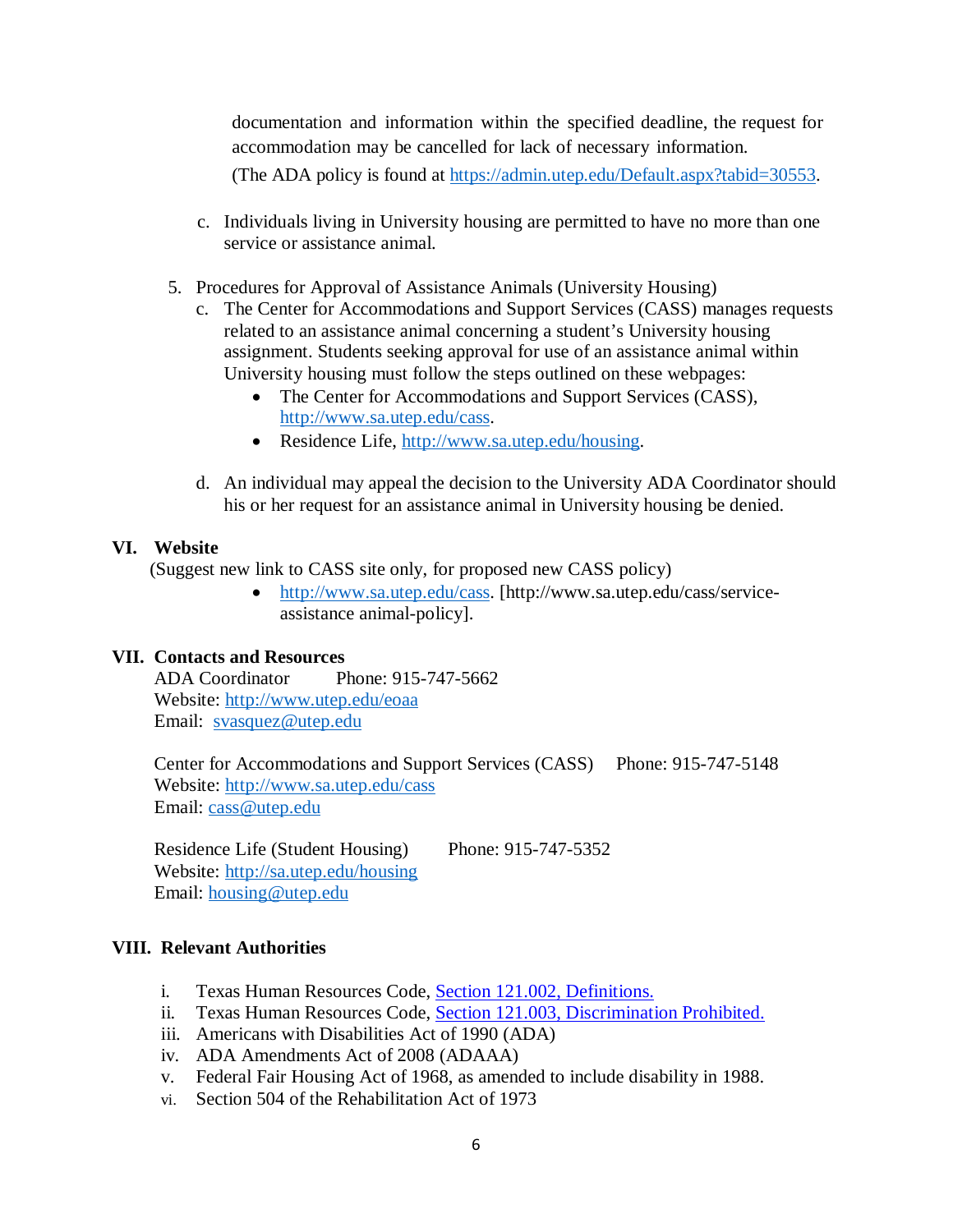documentation and information within the specified deadline, the request for accommodation may be cancelled for lack of necessary information. (The ADA policy is found at https://admin.utep.edu/Default.aspx?tabid=30553.

c. Individuals living in University housing are permitted to have no more than one service or assistance animal.

5. Procedures for Approval of Assistance Animals (University Housing)
   c. The Center for Accommodations and Support Services (CASS) manages requests related to an assistance animal concerning a student's University housing assignment. Students seeking approval for use of an assistance animal within University housing must follow the steps outlined on these webpages:
      - The Center for Accommodations and Support Services (CASS), http://www.sa.utep.edu/cass.
      - Residence Life, http://www.sa.utep.edu/housing.

   d. An individual may appeal the decision to the University ADA Coordinator should his or her request for an assistance animal in University housing be denied.

## VI. Website

(Suggest new link to CASS site only, for proposed new CASS policy)

- http://www.sa.utep.edu/cass. [http://www.sa.utep.edu/cass/service-assistance animal-policy].

## VII. Contacts and Resources

ADA Coordinator Phone: 915-747-5662
Website: http://www.utep.edu/eoaa
Email: svasquez@utep.edu

Center for Accommodations and Support Services (CASS) Phone: 915-747-5148
Website: http://www.sa.utep.edu/cass
Email: cass@utep.edu

Residence Life (Student Housing) Phone: 915-747-5352
Website: http://sa.utep.edu/housing
Email: housing@utep.edu

## VIII. Relevant Authorities

i. Texas Human Resources Code, Section 121.002, Definitions.
ii. Texas Human Resources Code, Section 121.003, Discrimination Prohibited.
iii. Americans with Disabilities Act of 1990 (ADA)
iv. ADA Amendments Act of 2008 (ADAAA)
v. Federal Fair Housing Act of 1968, as amended to include disability in 1988.
vi. Section 504 of the Rehabilitation Act of 1973